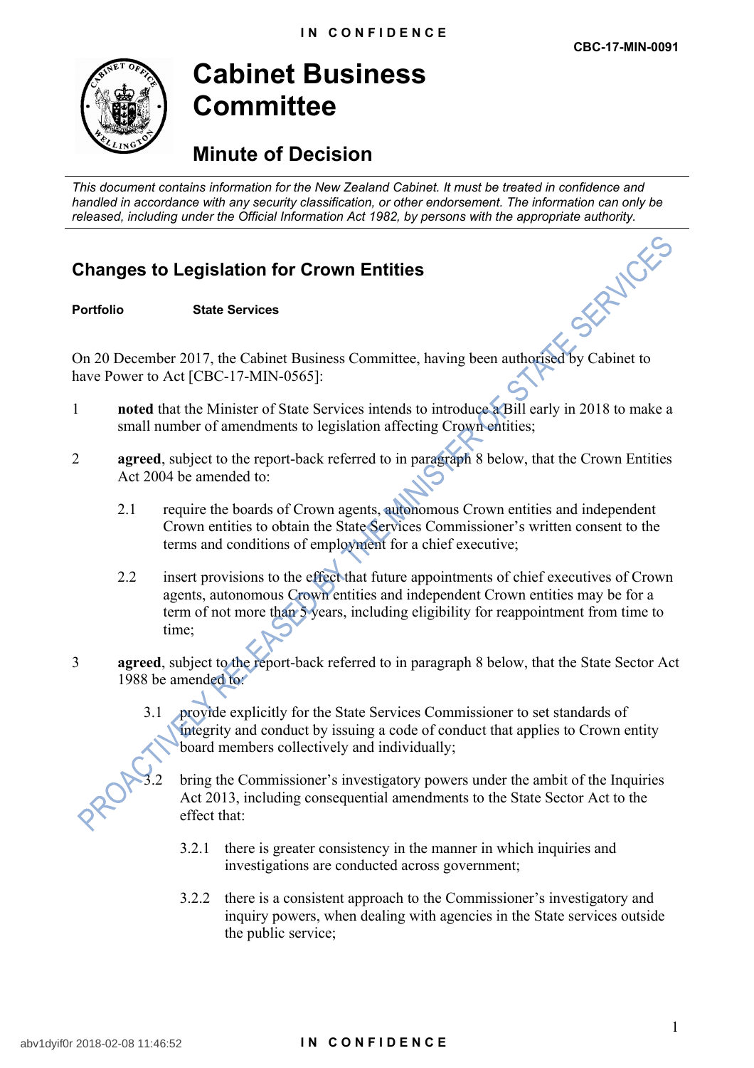**IN CONFIDENCE**

**CBC-17-MIN-0091**

# Cabinet Business Committee

## Minute of Decision

*This document contains information for the New Zealand Cabinet. It must be treated in confidence and handled in accordance with any security classification, or other endorsement. The information can only be released, including under the Official Information Act 1982, by persons with the appropriate authority.*

### Changes to Legislation for Crown Entities

**Portfolio** State Services

On 20 December 2017, the Cabinet Business Committee, having been authorised by Cabinet to have Power to Act [CBC-17-MIN-0565]:

1 **noted** that the Minister of State Services intends to introduce a Bill early in 2018 to make a small number of amendments to legislation affecting Crown entities;

2 **agreed**, subject to the report-back referred to in paragraph 8 below, that the Crown Entities Act 2004 be amended to:

   2.1 require the boards of Crown agents, autonomous Crown entities and independent Crown entities to obtain the State Services Commissioner's written consent to the terms and conditions of employment for a chief executive;

   2.2 insert provisions to the effect that future appointments of chief executives of Crown agents, autonomous Crown entities and independent Crown entities may be for a term of not more than 5 years, including eligibility for reappointment from time to time;

3 **agreed**, subject to the report-back referred to in paragraph 8 below, that the State Sector Act 1988 be amended to:

   3.1 provide explicitly for the State Services Commissioner to set standards of integrity and conduct by issuing a code of conduct that applies to Crown entity board members collectively and individually;

   3.2 bring the Commissioner's investigatory powers under the ambit of the Inquiries Act 2013, including consequential amendments to the State Sector Act to the effect that:

      3.2.1 there is greater consistency in the manner in which inquiries and investigations are conducted across government;

      3.2.2 there is a consistent approach to the Commissioner's investigatory and inquiry powers, when dealing with agencies in the State services outside the public service;

PROACTIVELY RELEASED BY THE MINISTER OF STATE SERVICES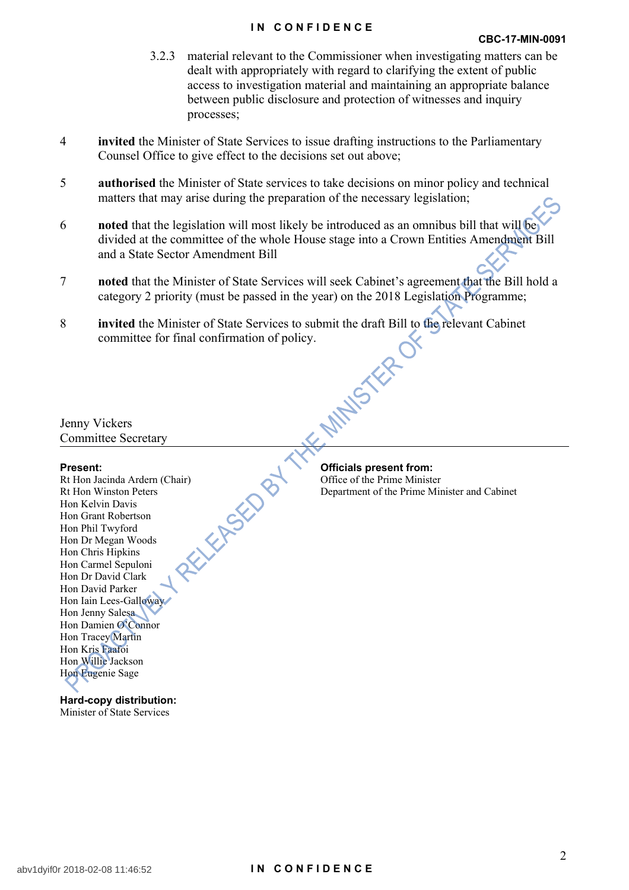3.2.3 material relevant to the Commissioner when investigating matters can be dealt with appropriately with regard to clarifying the extent of public access to investigation material and maintaining an appropriate balance between public disclosure and protection of witnesses and inquiry processes;

4 **invited** the Minister of State Services to issue drafting instructions to the Parliamentary Counsel Office to give effect to the decisions set out above;

5 **authorised** the Minister of State services to take decisions on minor policy and technical matters that may arise during the preparation of the necessary legislation;

6 **noted** that the legislation will most likely be introduced as an omnibus bill that will be divided at the committee of the whole House stage into a Crown Entities Amendment Bill and a State Sector Amendment Bill

7 **noted** that the Minister of State Services will seek Cabinet's agreement that the Bill hold a category 2 priority (must be passed in the year) on the 2018 Legislation Programme;

8 **invited** the Minister of State Services to submit the draft Bill to the relevant Cabinet committee for final confirmation of policy.

Jenny Vickers
Committee Secretary

**Present:**
Rt Hon Jacinda Ardern (Chair)
Rt Hon Winston Peters
Hon Kelvin Davis
Hon Grant Robertson
Hon Phil Twyford
Hon Dr Megan Woods
Hon Chris Hipkins
Hon Carmel Sepuloni
Hon Dr David Clark
Hon David Parker
Hon Iain Lees-Galloway
Hon Jenny Salesa
Hon Damien O'Connor
Hon Tracey Martin
Hon Kris Faafoi
Hon Willie Jackson
Hon Eugenie Sage

**Officials present from:**
Office of the Prime Minister
Department of the Prime Minister and Cabinet

**Hard-copy distribution:**
Minister of State Services

PROACTIVELY RELEASED BY THE MINISTER OF STATE SERVICES